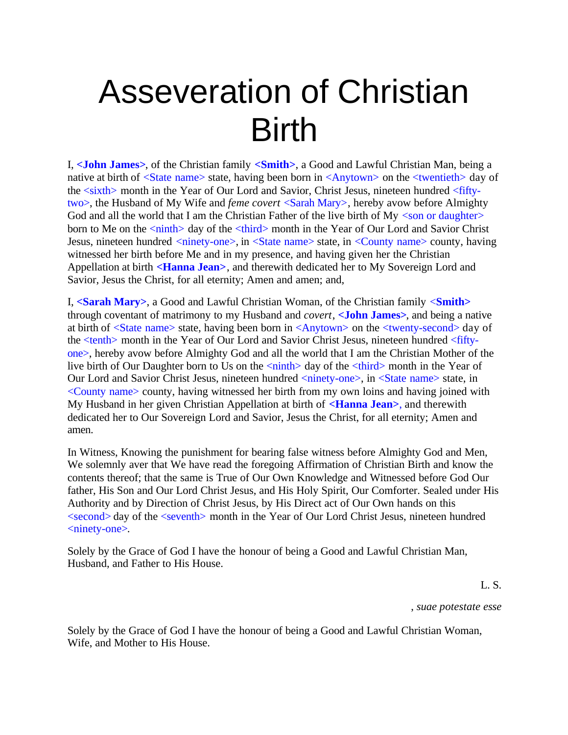# Asseveration of Christian Birth

I, **<John James>**, of the Christian family **<Smith>**, a Good and Lawful Christian Man, being a native at birth of <State name> state, having been born in <Anytown> on the <twentieth> day of the <sixth> month in the Year of Our Lord and Savior, Christ Jesus, nineteen hundred <fifty-two>, the Husband of My Wife and *feme covert* <Sarah Mary>, hereby avow before Almighty God and all the world that I am the Christian Father of the live birth of My <son or daughter> born to Me on the <ninth> day of the <third> month in the Year of Our Lord and Savior Christ Jesus, nineteen hundred <ninety-one>, in <State name> state, in <County name> county, having witnessed her birth before Me and in my presence, and having given her the Christian Appellation at birth **<Hanna Jean>**, and therewith dedicated her to My Sovereign Lord and Savior, Jesus the Christ, for all eternity; Amen and amen; and,

I, **<Sarah Mary>**, a Good and Lawful Christian Woman, of the Christian family **<Smith>** through coventant of matrimony to my Husband and *covert*, **<John James>**, and being a native at birth of <State name> state, having been born in <Anytown> on the <twenty-second> day of the <tenth> month in the Year of Our Lord and Savior Christ Jesus, nineteen hundred <fifty-one>, hereby avow before Almighty God and all the world that I am the Christian Mother of the live birth of Our Daughter born to Us on the <ninth> day of the <third> month in the Year of Our Lord and Savior Christ Jesus, nineteen hundred <ninety-one>, in <State name> state, in <County name> county, having witnessed her birth from my own loins and having joined with My Husband in her given Christian Appellation at birth of **<Hanna Jean>**, and therewith dedicated her to Our Sovereign Lord and Savior, Jesus the Christ, for all eternity; Amen and amen.

In Witness, Knowing the punishment for bearing false witness before Almighty God and Men, We solemnly aver that We have read the foregoing Affirmation of Christian Birth and know the contents thereof; that the same is True of Our Own Knowledge and Witnessed before God Our father, His Son and Our Lord Christ Jesus, and His Holy Spirit, Our Comforter. Sealed under His Authority and by Direction of Christ Jesus, by His Direct act of Our Own hands on this <second> day of the <seventh> month in the Year of Our Lord Christ Jesus, nineteen hundred <ninety-one>.

Solely by the Grace of God I have the honour of being a Good and Lawful Christian Man, Husband, and Father to His House.

L. S.

, *suae potestate esse*

Solely by the Grace of God I have the honour of being a Good and Lawful Christian Woman, Wife, and Mother to His House.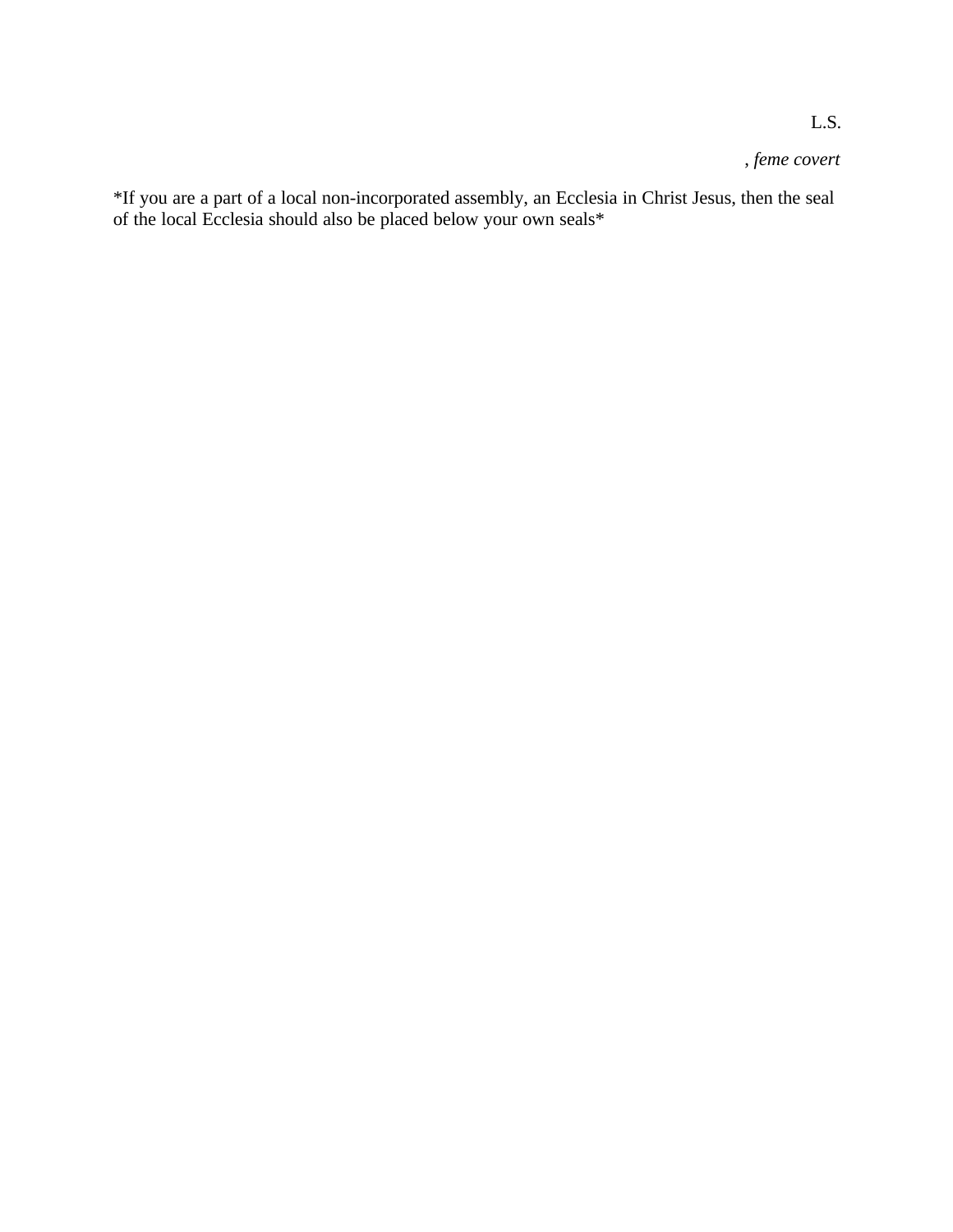L.S.

, *feme covert*

*If you are a part of a local non-incorporated assembly, an Ecclesia in Christ Jesus, then the seal of the local Ecclesia should also be placed below your own seals*